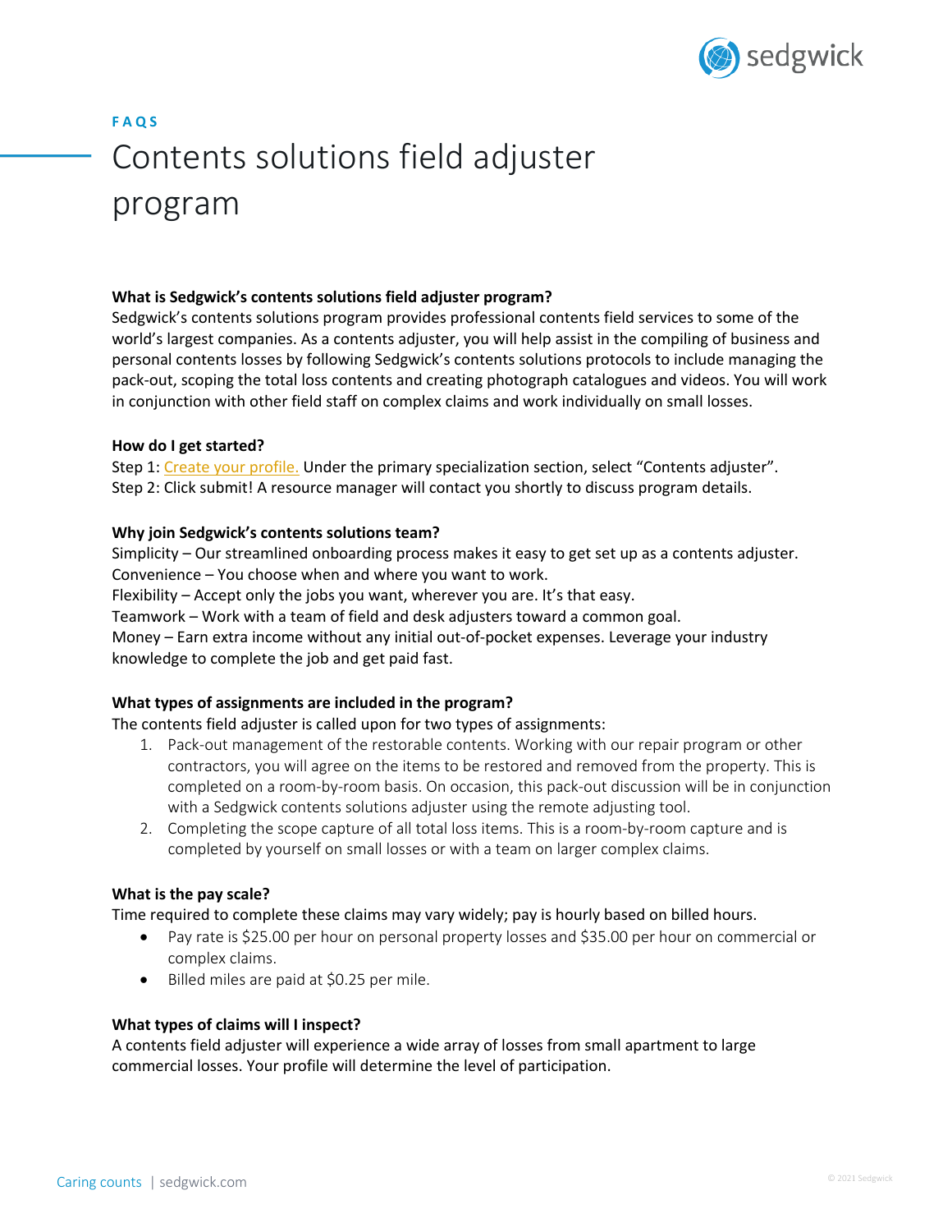FAQS

# Contents solutions field adjuster program

**What is Sedgwick's contents solutions field adjuster program?**

Sedgwick's contents solutions program provides professional contents field services to some of the world's largest companies. As a contents adjuster, you will help assist in the compiling of business and personal contents losses by following Sedgwick's contents solutions protocols to include managing the pack-out, scoping the total loss contents and creating photograph catalogues and videos. You will work in conjunction with other field staff on complex claims and work individually on small losses.

**How do I get started?**

Step 1: Create your profile. Under the primary specialization section, select "Contents adjuster".
Step 2: Click submit! A resource manager will contact you shortly to discuss program details.

**Why join Sedgwick's contents solutions team?**

Simplicity – Our streamlined onboarding process makes it easy to get set up as a contents adjuster.
Convenience – You choose when and where you want to work.
Flexibility – Accept only the jobs you want, wherever you are. It's that easy.
Teamwork – Work with a team of field and desk adjusters toward a common goal.
Money – Earn extra income without any initial out-of-pocket expenses. Leverage your industry knowledge to complete the job and get paid fast.

**What types of assignments are included in the program?**

The contents field adjuster is called upon for two types of assignments:

1. Pack-out management of the restorable contents. Working with our repair program or other contractors, you will agree on the items to be restored and removed from the property. This is completed on a room-by-room basis. On occasion, this pack-out discussion will be in conjunction with a Sedgwick contents solutions adjuster using the remote adjusting tool.
2. Completing the scope capture of all total loss items. This is a room-by-room capture and is completed by yourself on small losses or with a team on larger complex claims.

**What is the pay scale?**

Time required to complete these claims may vary widely; pay is hourly based on billed hours.

- Pay rate is $25.00 per hour on personal property losses and $35.00 per hour on commercial or complex claims.
- Billed miles are paid at $0.25 per mile.

**What types of claims will I inspect?**

A contents field adjuster will experience a wide array of losses from small apartment to large commercial losses. Your profile will determine the level of participation.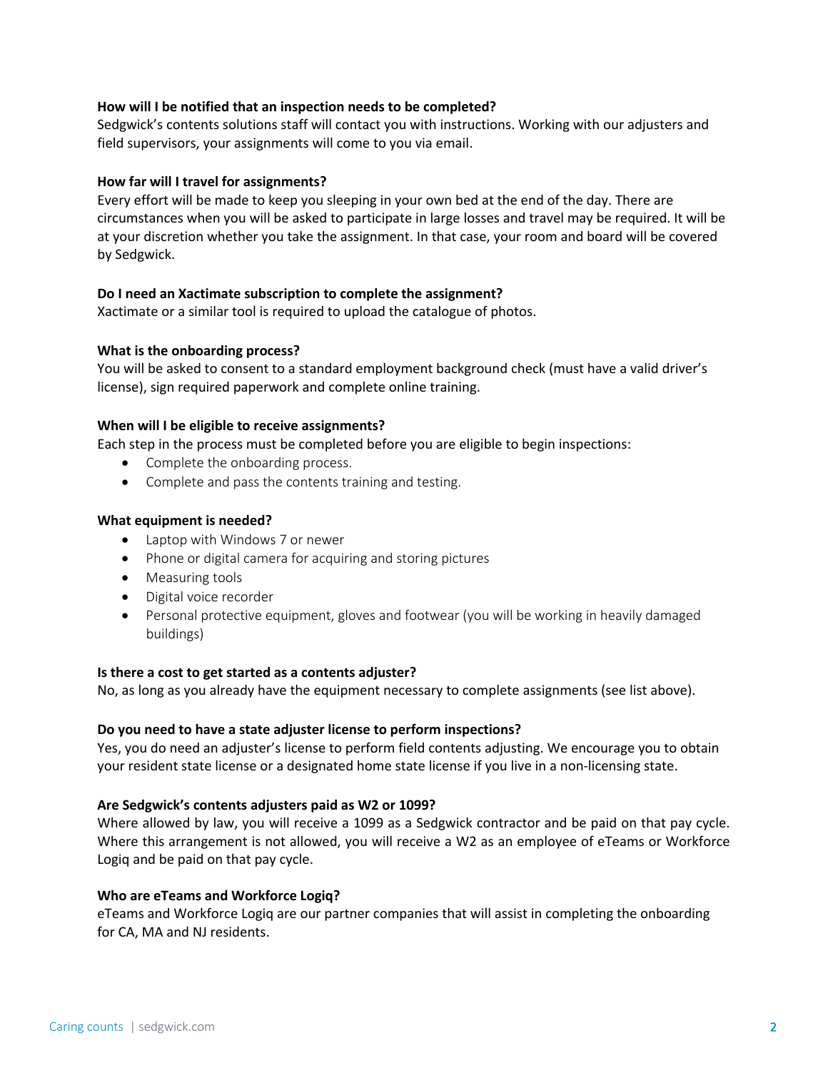**How will I be notified that an inspection needs to be completed?**
Sedgwick's contents solutions staff will contact you with instructions. Working with our adjusters and field supervisors, your assignments will come to you via email.

**How far will I travel for assignments?**
Every effort will be made to keep you sleeping in your own bed at the end of the day. There are circumstances when you will be asked to participate in large losses and travel may be required. It will be at your discretion whether you take the assignment. In that case, your room and board will be covered by Sedgwick.

**Do I need an Xactimate subscription to complete the assignment?**
Xactimate or a similar tool is required to upload the catalogue of photos.

**What is the onboarding process?**
You will be asked to consent to a standard employment background check (must have a valid driver's license), sign required paperwork and complete online training.

**When will I be eligible to receive assignments?**
Each step in the process must be completed before you are eligible to begin inspections:

- Complete the onboarding process.
- Complete and pass the contents training and testing.

**What equipment is needed?**

- Laptop with Windows 7 or newer
- Phone or digital camera for acquiring and storing pictures
- Measuring tools
- Digital voice recorder
- Personal protective equipment, gloves and footwear (you will be working in heavily damaged buildings)

**Is there a cost to get started as a contents adjuster?**
No, as long as you already have the equipment necessary to complete assignments (see list above).

**Do you need to have a state adjuster license to perform inspections?**
Yes, you do need an adjuster's license to perform field contents adjusting. We encourage you to obtain your resident state license or a designated home state license if you live in a non-licensing state.

**Are Sedgwick's contents adjusters paid as W2 or 1099?**
Where allowed by law, you will receive a 1099 as a Sedgwick contractor and be paid on that pay cycle. Where this arrangement is not allowed, you will receive a W2 as an employee of eTeams or Workforce Logiq and be paid on that pay cycle.

**Who are eTeams and Workforce Logiq?**
eTeams and Workforce Logiq are our partner companies that will assist in completing the onboarding for CA, MA and NJ residents.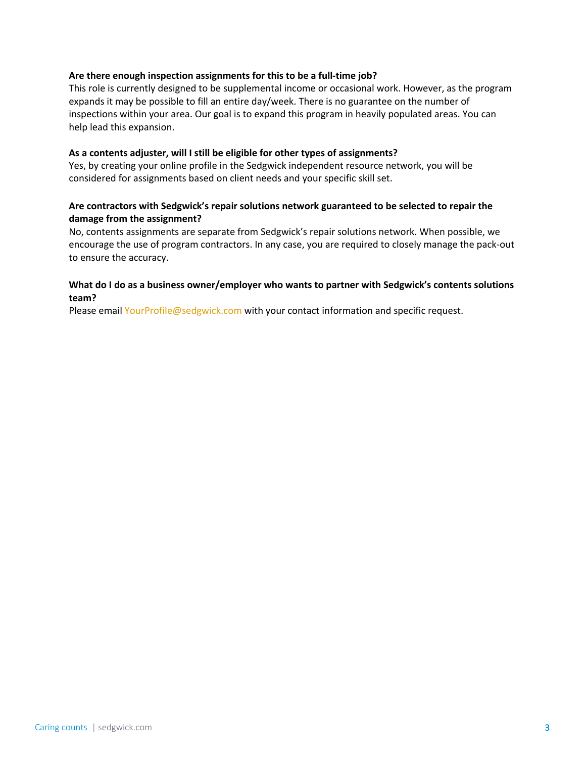**Are there enough inspection assignments for this to be a full-time job?**
This role is currently designed to be supplemental income or occasional work. However, as the program expands it may be possible to fill an entire day/week. There is no guarantee on the number of inspections within your area. Our goal is to expand this program in heavily populated areas. You can help lead this expansion.

**As a contents adjuster, will I still be eligible for other types of assignments?**
Yes, by creating your online profile in the Sedgwick independent resource network, you will be considered for assignments based on client needs and your specific skill set.

**Are contractors with Sedgwick's repair solutions network guaranteed to be selected to repair the damage from the assignment?**
No, contents assignments are separate from Sedgwick's repair solutions network. When possible, we encourage the use of program contractors. In any case, you are required to closely manage the pack-out to ensure the accuracy.

**What do I do as a business owner/employer who wants to partner with Sedgwick's contents solutions team?**
Please email YourProfile@sedgwick.com with your contact information and specific request.